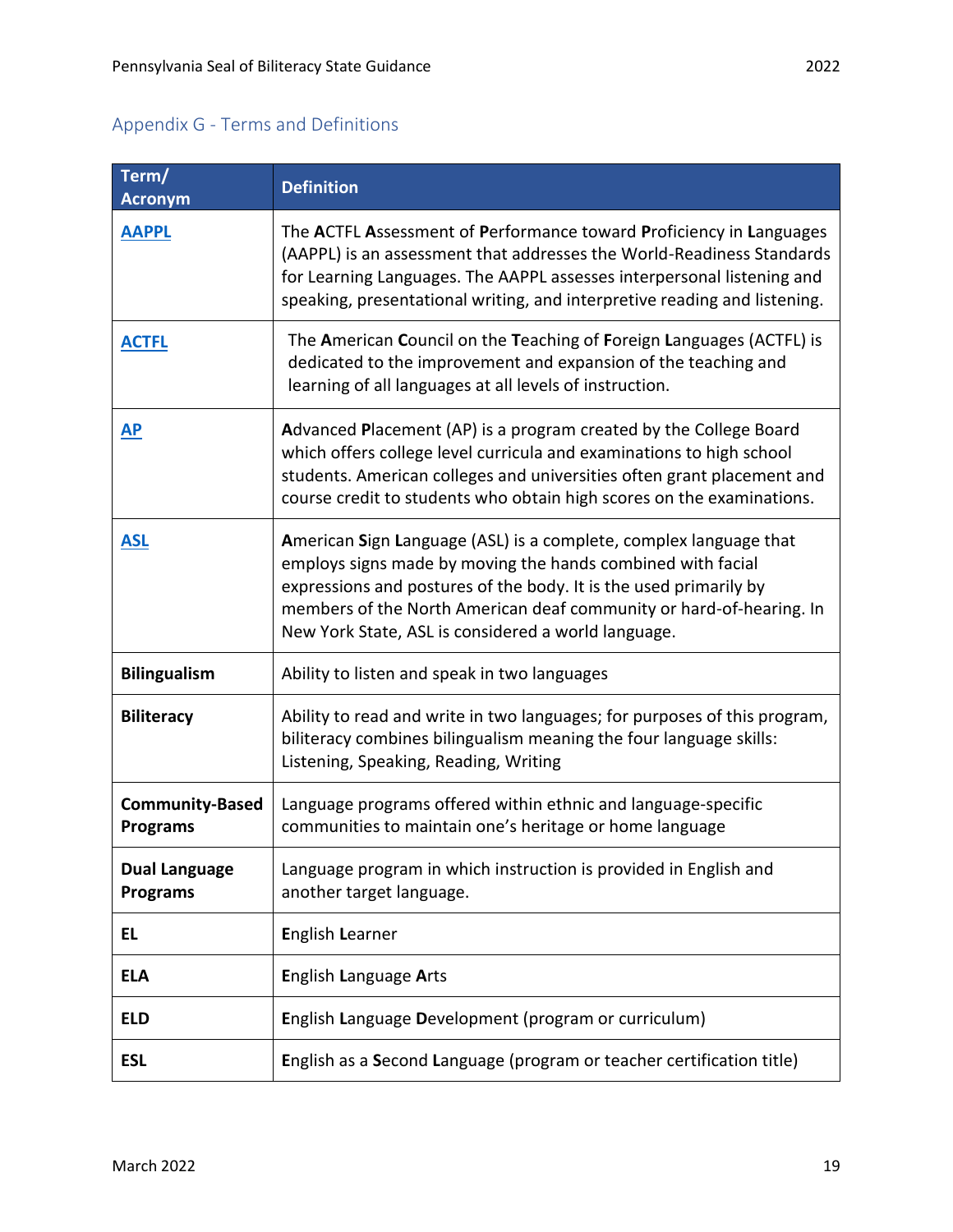## Appendix G - Terms and Definitions

| Term/ Acronym | Definition |
|---|---|
| **AAPPL** | The **A**CTFL **A**ssessment of **P**erformance toward **P**roficiency in **L**anguages (AAPPL) is an assessment that addresses the World-Readiness Standards for Learning Languages. The AAPPL assesses interpersonal listening and speaking, presentational writing, and interpretive reading and listening. |
| **ACTFL** | The **A**merican **C**ouncil on the **T**eaching of **F**oreign **L**anguages (ACTFL) is dedicated to the improvement and expansion of the teaching and learning of all languages at all levels of instruction. |
| **AP** | **A**dvanced **P**lacement (AP) is a program created by the College Board which offers college level curricula and examinations to high school students. American colleges and universities often grant placement and course credit to students who obtain high scores on the examinations. |
| **ASL** | **A**merican **S**ign **L**anguage (ASL) is a complete, complex language that employs signs made by moving the hands combined with facial expressions and postures of the body. It is the used primarily by members of the North American deaf community or hard-of-hearing. In New York State, ASL is considered a world language. |
| **Bilingualism** | Ability to listen and speak in two languages |
| **Biliteracy** | Ability to read and write in two languages; for purposes of this program, biliteracy combines bilingualism meaning the four language skills: Listening, Speaking, Reading, Writing |
| **Community-Based Programs** | Language programs offered within ethnic and language-specific communities to maintain one's heritage or home language |
| **Dual Language Programs** | Language program in which instruction is provided in English and another target language. |
| **EL** | **E**nglish **L**earner |
| **ELA** | **E**nglish **L**anguage **A**rts |
| **ELD** | **E**nglish **L**anguage **D**evelopment (program or curriculum) |
| **ESL** | **E**nglish as a **S**econd **L**anguage (program or teacher certification title) |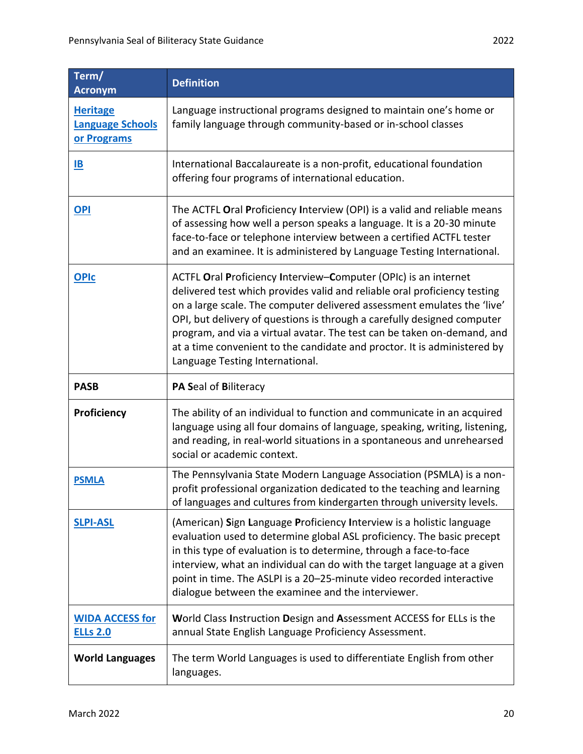| Term/ Acronym | Definition |
|---|---|
| Heritage Language Schools or Programs | Language instructional programs designed to maintain one's home or family language through community-based or in-school classes |
| IB | International Baccalaureate is a non-profit, educational foundation offering four programs of international education. |
| OPI | The ACTFL **O**ral **P**roficiency **I**nterview (OPI) is a valid and reliable means of assessing how well a person speaks a language. It is a 20-30 minute face-to-face or telephone interview between a certified ACTFL tester and an examinee. It is administered by Language Testing International. |
| OPIc | ACTFL **O**ral **P**roficiency **I**nterview–**C**omputer (OPIc) is an internet delivered test which provides valid and reliable oral proficiency testing on a large scale. The computer delivered assessment emulates the 'live' OPI, but delivery of questions is through a carefully designed computer program, and via a virtual avatar. The test can be taken on-demand, and at a time convenient to the candidate and proctor. It is administered by Language Testing International. |
| **PASB** | **PA S**eal of **B**iliteracy |
| **Proficiency** | The ability of an individual to function and communicate in an acquired language using all four domains of language, speaking, writing, listening, and reading, in real-world situations in a spontaneous and unrehearsed social or academic context. |
| PSMLA | The Pennsylvania State Modern Language Association (PSMLA) is a non-profit professional organization dedicated to the teaching and learning of languages and cultures from kindergarten through university levels. |
| SLPI-ASL | (American) **S**ign **L**anguage **P**roficiency **I**nterview is a holistic language evaluation used to determine global ASL proficiency. The basic precept in this type of evaluation is to determine, through a face-to-face interview, what an individual can do with the target language at a given point in time. The ASLPI is a 20–25-minute video recorded interactive dialogue between the examinee and the interviewer. |
| WIDA ACCESS for ELLs 2.0 | **W**orld Class **I**nstruction **D**esign and **A**ssessment ACCESS for ELLs is the annual State English Language Proficiency Assessment. |
| **World Languages** | The term World Languages is used to differentiate English from other languages. |